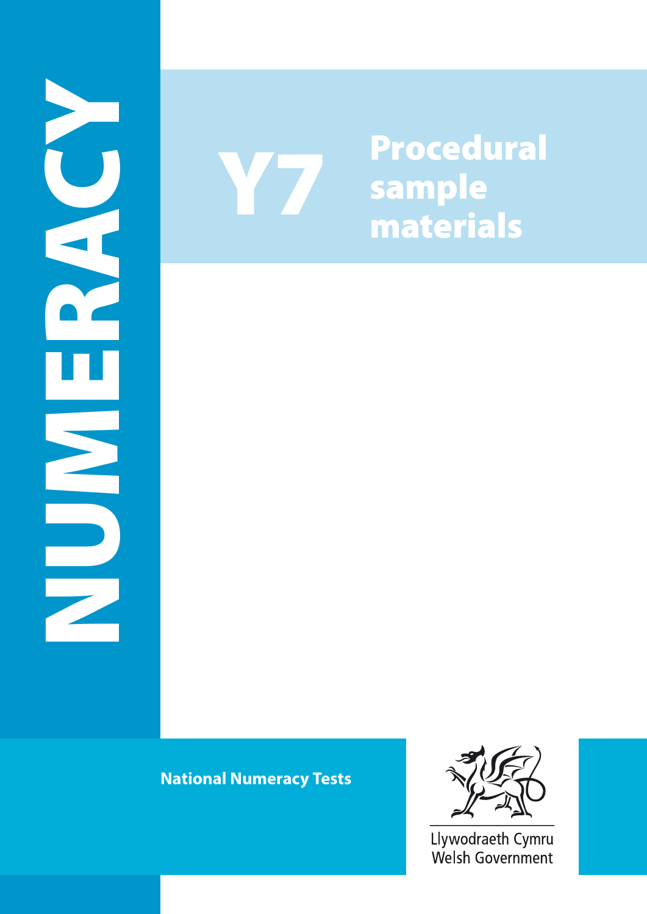# NUMERACY

# Y7 Procedural sample materials

**National Numeracy Tests**

Llywodraeth Cymru
Welsh Government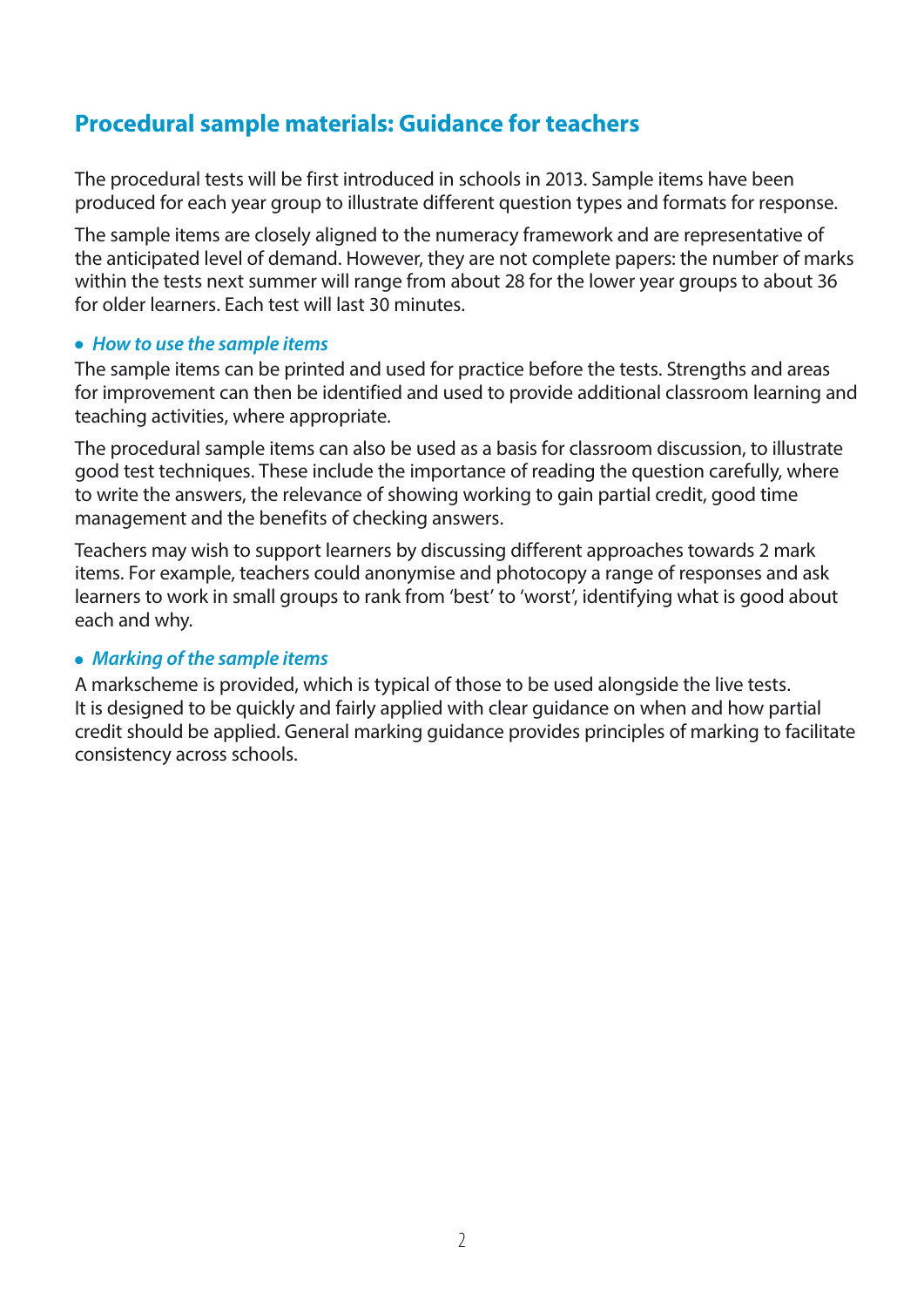## Procedural sample materials: Guidance for teachers

The procedural tests will be first introduced in schools in 2013. Sample items have been produced for each year group to illustrate different question types and formats for response.

The sample items are closely aligned to the numeracy framework and are representative of the anticipated level of demand. However, they are not complete papers: the number of marks within the tests next summer will range from about 28 for the lower year groups to about 36 for older learners. Each test will last 30 minutes.

- ***How to use the sample items***

The sample items can be printed and used for practice before the tests. Strengths and areas for improvement can then be identified and used to provide additional classroom learning and teaching activities, where appropriate.

The procedural sample items can also be used as a basis for classroom discussion, to illustrate good test techniques. These include the importance of reading the question carefully, where to write the answers, the relevance of showing working to gain partial credit, good time management and the benefits of checking answers.

Teachers may wish to support learners by discussing different approaches towards 2 mark items. For example, teachers could anonymise and photocopy a range of responses and ask learners to work in small groups to rank from 'best' to 'worst', identifying what is good about each and why.

- ***Marking of the sample items***

A markscheme is provided, which is typical of those to be used alongside the live tests. It is designed to be quickly and fairly applied with clear guidance on when and how partial credit should be applied. General marking guidance provides principles of marking to facilitate consistency across schools.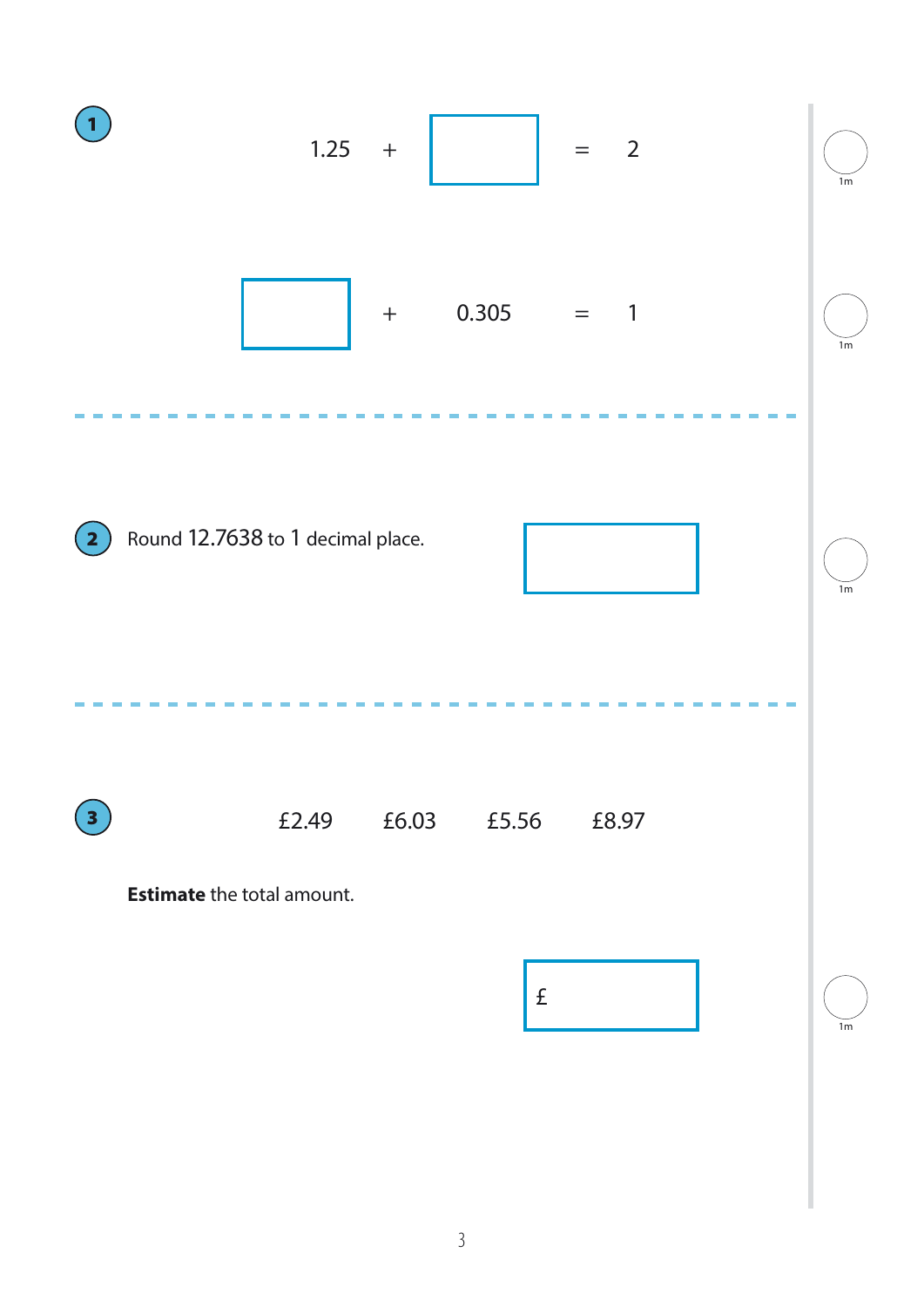**1**

$1.25 + \square = 2$

1m

$\square + 0.305 = 1$

1m

---

**2** Round 12.7638 to 1 decimal place.

$\square$

1m

---

**3**

£2.49 &nbsp;&nbsp;&nbsp; £6.03 &nbsp;&nbsp;&nbsp; £5.56 &nbsp;&nbsp;&nbsp; £8.97

**Estimate** the total amount.

£ $\square$

1m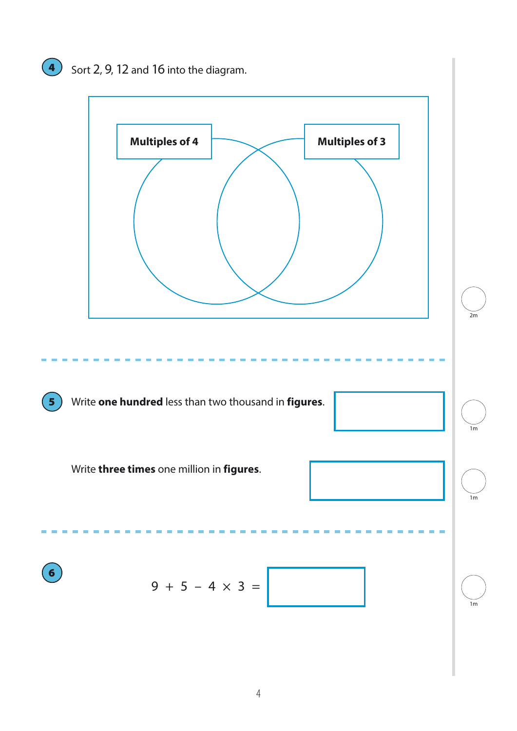**4** Sort 2, 9, 12 and 16 into the diagram.

**Multiples of 4**

**Multiples of 3**

2m

---

**5** Write **one hundred** less than two thousand in **figures**.

1m

Write **three times** one million in **figures**.

1m

---

**6**

$$9 + 5 - 4 \times 3 =$$

1m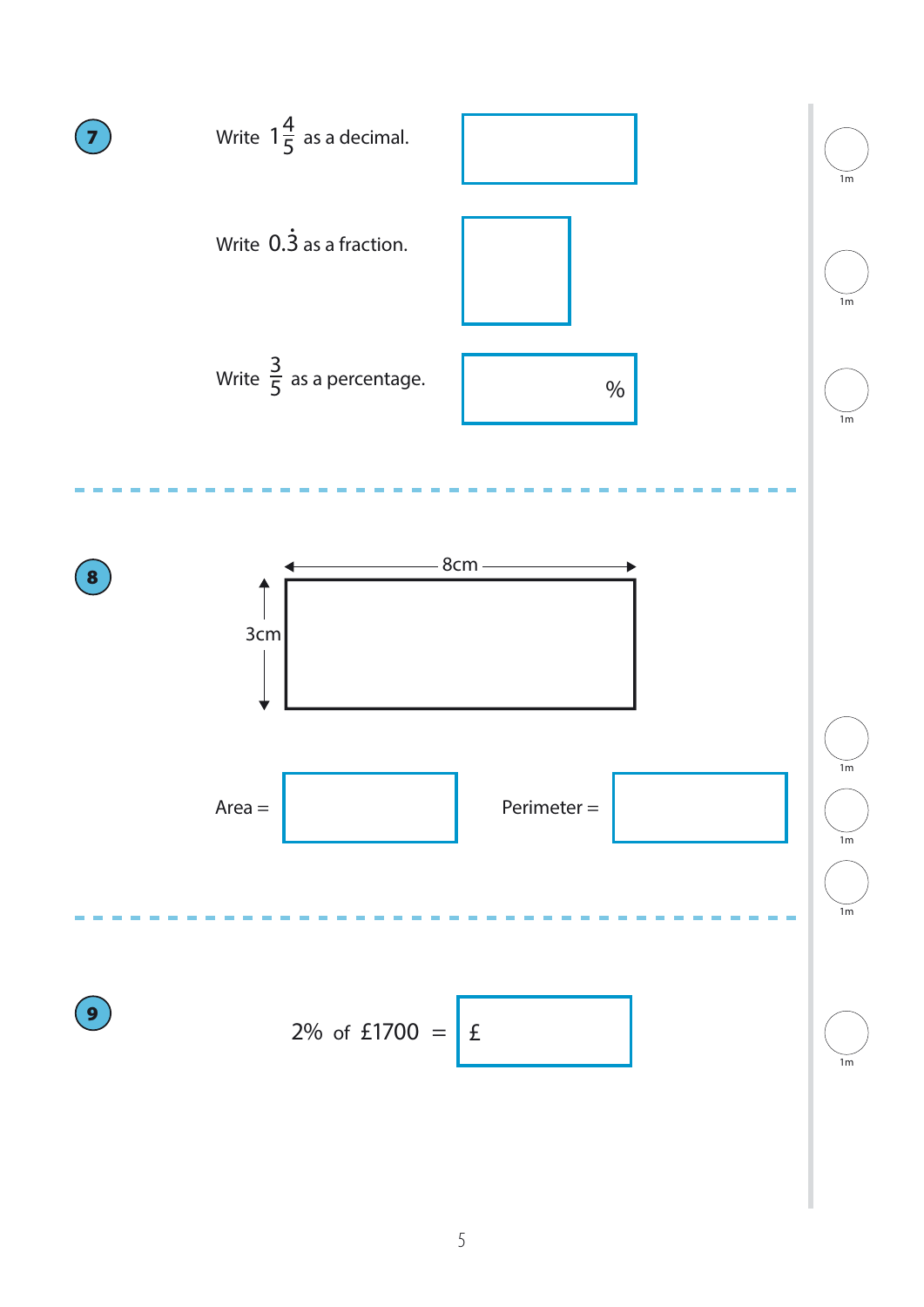**7**

Write $1\frac{4}{5}$ as a decimal.

[ ]

1m

Write $0.\dot{3}$ as a fraction.

[ ]

1m

Write $\frac{3}{5}$ as a percentage.

[ ] %

1m

---

**8**

8cm

3cm

Area = [ ]

Perimeter = [ ]

1m

1m

1m

---

**9**

2% of £1700 = £ [ ]

1m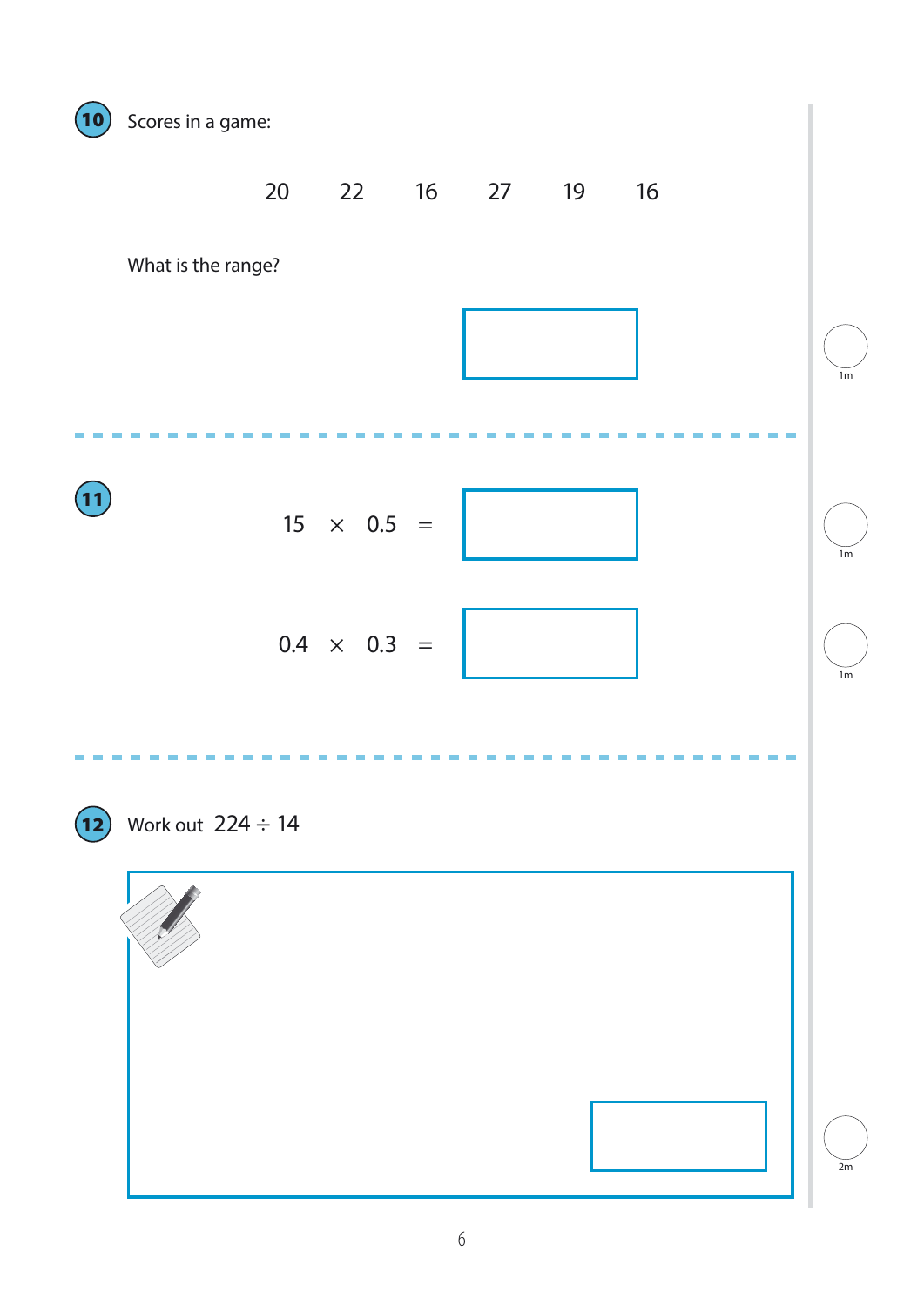**10** Scores in a game:

20 22 16 27 19 16

What is the range?

[ ]

1m

---

**11**

$15 \times 0.5 =$ [ ]

1m

$0.4 \times 0.3 =$ [ ]

1m

---

**12** Work out $224 \div 14$

[ ]

2m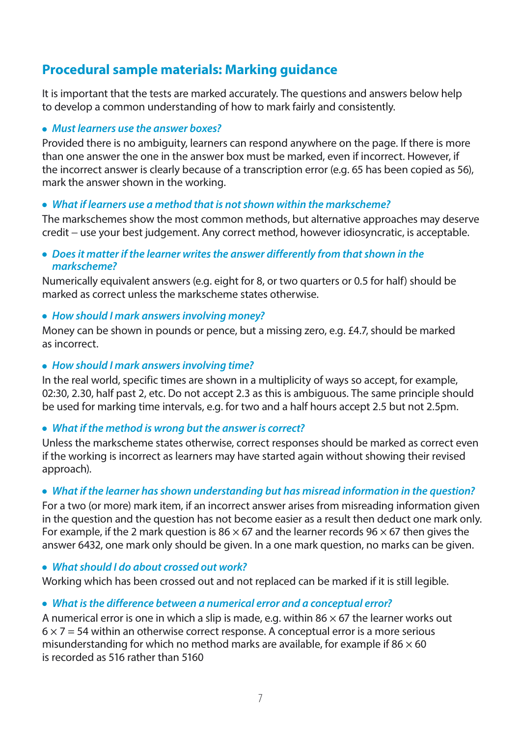## Procedural sample materials: Marking guidance

It is important that the tests are marked accurately. The questions and answers below help to develop a common understanding of how to mark fairly and consistently.

- ***Must learners use the answer boxes?***

Provided there is no ambiguity, learners can respond anywhere on the page. If there is more than one answer the one in the answer box must be marked, even if incorrect. However, if the incorrect answer is clearly because of a transcription error (e.g. 65 has been copied as 56), mark the answer shown in the working.

- ***What if learners use a method that is not shown within the markscheme?***

The markschemes show the most common methods, but alternative approaches may deserve credit – use your best judgement. Any correct method, however idiosyncratic, is acceptable.

- ***Does it matter if the learner writes the answer differently from that shown in the markscheme?***

Numerically equivalent answers (e.g. eight for 8, or two quarters or 0.5 for half) should be marked as correct unless the markscheme states otherwise.

- ***How should I mark answers involving money?***

Money can be shown in pounds or pence, but a missing zero, e.g. £4.7, should be marked as incorrect.

- ***How should I mark answers involving time?***

In the real world, specific times are shown in a multiplicity of ways so accept, for example, 02:30, 2.30, half past 2, etc. Do not accept 2.3 as this is ambiguous. The same principle should be used for marking time intervals, e.g. for two and a half hours accept 2.5 but not 2.5pm.

- ***What if the method is wrong but the answer is correct?***

Unless the markscheme states otherwise, correct responses should be marked as correct even if the working is incorrect as learners may have started again without showing their revised approach).

- ***What if the learner has shown understanding but has misread information in the question?***

For a two (or more) mark item, if an incorrect answer arises from misreading information given in the question and the question has not become easier as a result then deduct one mark only. For example, if the 2 mark question is $86 \times 67$ and the learner records $96 \times 67$ then gives the answer 6432, one mark only should be given. In a one mark question, no marks can be given.

- ***What should I do about crossed out work?***

Working which has been crossed out and not replaced can be marked if it is still legible.

- ***What is the difference between a numerical error and a conceptual error?***

A numerical error is one in which a slip is made, e.g. within $86 \times 67$ the learner works out $6 \times 7 = 54$ within an otherwise correct response. A conceptual error is a more serious misunderstanding for which no method marks are available, for example if $86 \times 60$ is recorded as 516 rather than 5160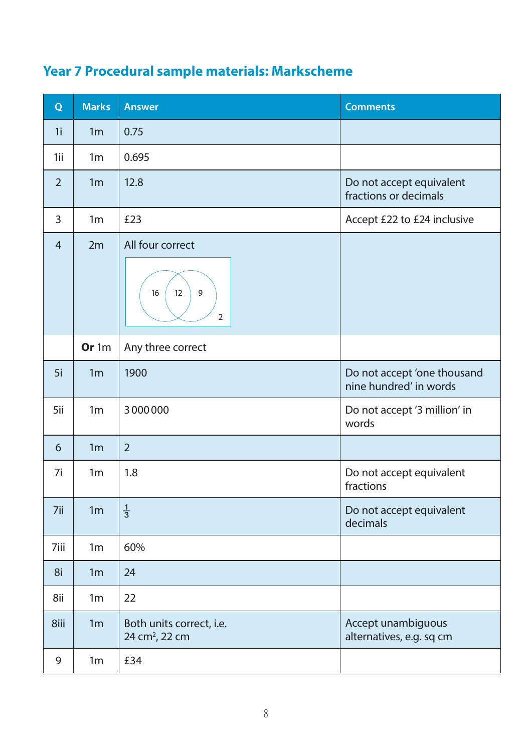## Year 7 Procedural sample materials: Markscheme

| Q | Marks | Answer | Comments |
|---|---|---|---|
| 1i | 1m | 0.75 | |
| 1ii | 1m | 0.695 | |
| 2 | 1m | 12.8 | Do not accept equivalent fractions or decimals |
| 3 | 1m | £23 | Accept £22 to £24 inclusive |
| 4 | 2m | All four correct (Venn diagram: 16, 12, 9, 2) | |
| | **Or** 1m | Any three correct | |
| 5i | 1m | 1900 | Do not accept 'one thousand nine hundred' in words |
| 5ii | 1m | 3 000 000 | Do not accept '3 million' in words |
| 6 | 1m | 2 | |
| 7i | 1m | 1.8 | Do not accept equivalent fractions |
| 7ii | 1m | $\frac{1}{3}$ | Do not accept equivalent decimals |
| 7iii | 1m | 60% | |
| 8i | 1m | 24 | |
| 8ii | 1m | 22 | |
| 8iii | 1m | Both units correct, i.e. 24 $cm^2$, 22 cm | Accept unambiguous alternatives, e.g. sq cm |
| 9 | 1m | £34 | |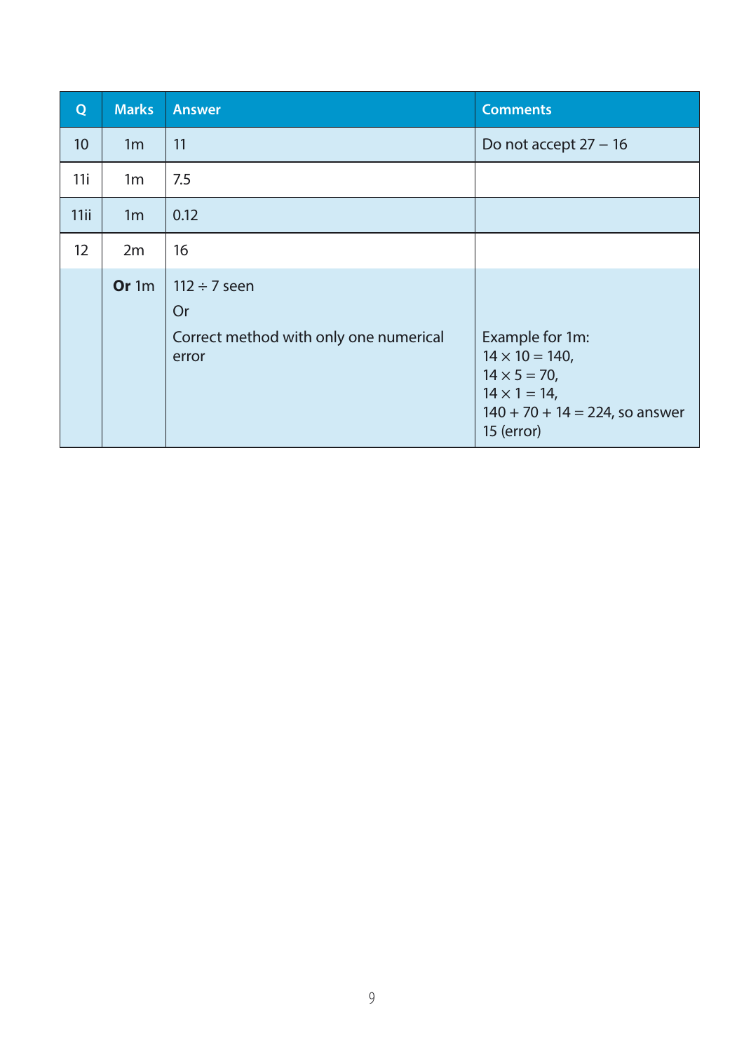| Q | Marks | Answer | Comments |
|---|---|---|---|
| 10 | 1m | 11 | Do not accept $27 - 16$ |
| 11i | 1m | 7.5 | |
| 11ii | 1m | 0.12 | |
| 12 | 2m | 16 | |
| | **Or** 1m | $112 \div 7$ seen<br>Or<br>Correct method with only one numerical error | Example for 1m:<br>$14 \times 10 = 140$,<br>$14 \times 5 = 70$,<br>$14 \times 1 = 14$,<br>$140 + 70 + 14 = 224$, so answer 15 (error) |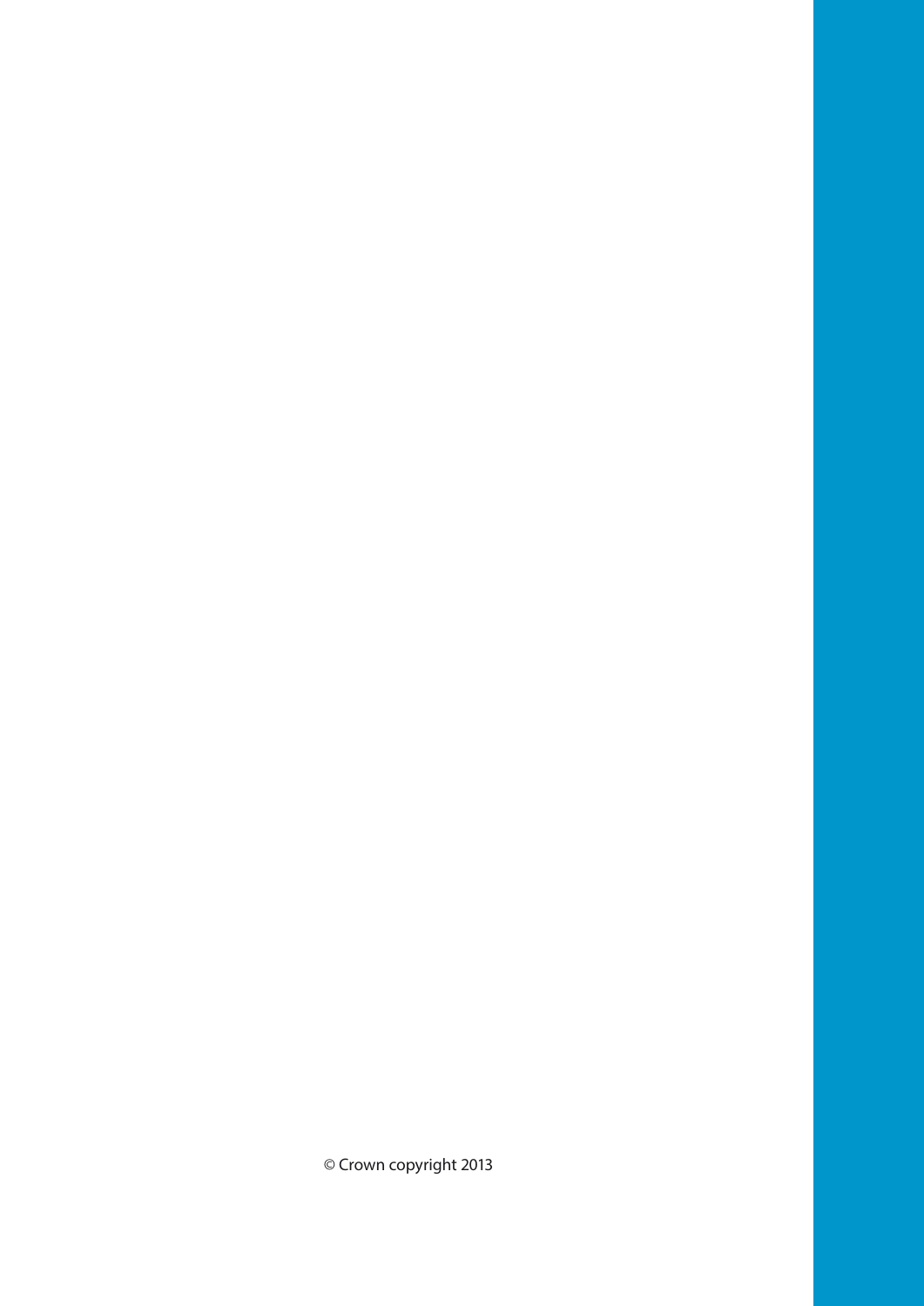© Crown copyright 2013